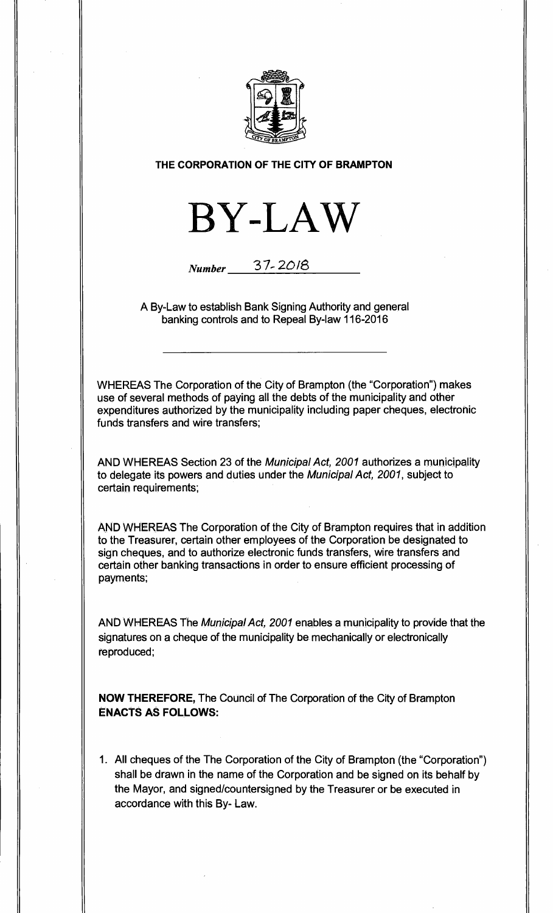**THE CORPORATION OF THE CITY OF BRAMPTON**

# BY-LAW

*Number* 37-2018

A By-Law to establish Bank Signing Authority and general banking controls and to Repeal By-law 116-2016

WHEREAS The Corporation of the City of Brampton (the "Corporation") makes use of several methods of paying all the debts of the municipality and other expenditures authorized by the municipality including paper cheques, electronic funds transfers and wire transfers;

AND WHEREAS Section 23 of the *Municipal Act, 2001* authorizes a municipality to delegate its powers and duties under the *Municipal Act, 2001*, subject to certain requirements;

AND WHEREAS The Corporation of the City of Brampton requires that in addition to the Treasurer, certain other employees of the Corporation be designated to sign cheques, and to authorize electronic funds transfers, wire transfers and certain other banking transactions in order to ensure efficient processing of payments;

AND WHEREAS The *Municipal Act, 2001* enables a municipality to provide that the signatures on a cheque of the municipality be mechanically or electronically reproduced;

**NOW THEREFORE,** The Council of The Corporation of the City of Brampton **ENACTS AS FOLLOWS:**

1. All cheques of the The Corporation of the City of Brampton (the "Corporation") shall be drawn in the name of the Corporation and be signed on its behalf by the Mayor, and signed/countersigned by the Treasurer or be executed in accordance with this By- Law.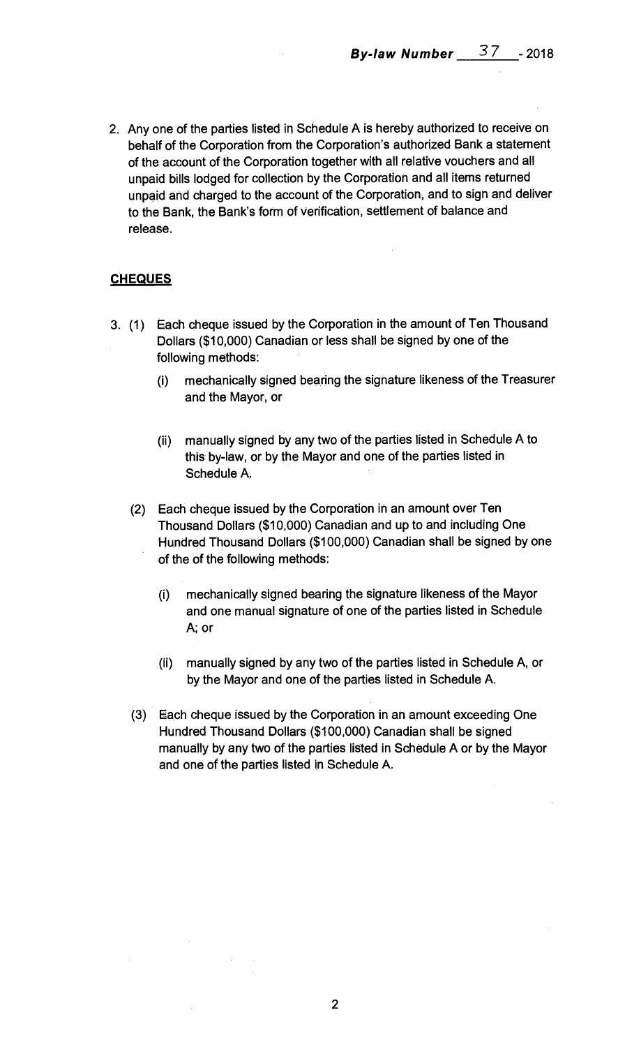2. Any one of the parties listed in Schedule A is hereby authorized to receive on behalf of the Corporation from the Corporation's authorized Bank a statement of the account of the Corporation together with all relative vouchers and all unpaid bills lodged for collection by the Corporation and all items returned unpaid and charged to the account of the Corporation, and to sign and deliver to the Bank, the Bank's form of verification, settlement of balance and release.

## CHEQUES

3. (1) Each cheque issued by the Corporation in the amount of Ten Thousand Dollars ($10,000) Canadian or less shall be signed by one of the following methods:

   (i) mechanically signed bearing the signature likeness of the Treasurer and the Mayor, or

   (ii) manually signed by any two of the parties listed in Schedule A to this by-law, or by the Mayor and one of the parties listed in Schedule A.

   (2) Each cheque issued by the Corporation in an amount over Ten Thousand Dollars ($10,000) Canadian and up to and including One Hundred Thousand Dollars ($100,000) Canadian shall be signed by one of the of the following methods:

   (i) mechanically signed bearing the signature likeness of the Mayor and one manual signature of one of the parties listed in Schedule A; or

   (ii) manually signed by any two of the parties listed in Schedule A, or by the Mayor and one of the parties listed in Schedule A.

   (3) Each cheque issued by the Corporation in an amount exceeding One Hundred Thousand Dollars ($100,000) Canadian shall be signed manually by any two of the parties listed in Schedule A or by the Mayor and one of the parties listed in Schedule A.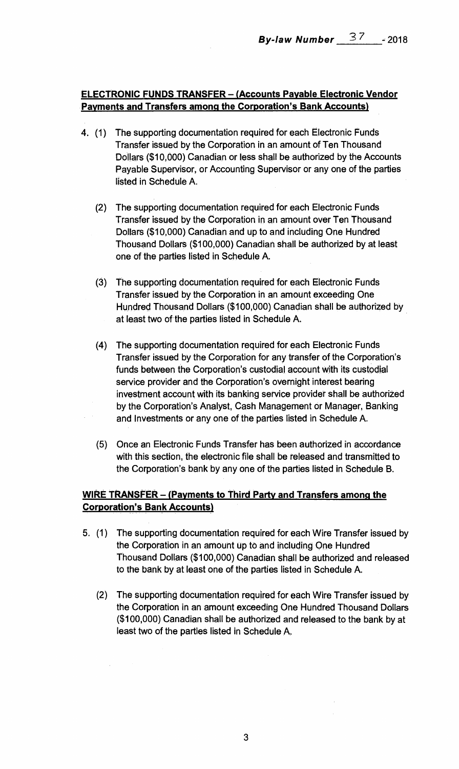## ELECTRONIC FUNDS TRANSFER – (Accounts Payable Electronic Vendor Payments and Transfers among the Corporation's Bank Accounts)

4. (1) The supporting documentation required for each Electronic Funds Transfer issued by the Corporation in an amount of Ten Thousand Dollars ($10,000) Canadian or less shall be authorized by the Accounts Payable Supervisor, or Accounting Supervisor or any one of the parties listed in Schedule A.

   (2) The supporting documentation required for each Electronic Funds Transfer issued by the Corporation in an amount over Ten Thousand Dollars ($10,000) Canadian and up to and including One Hundred Thousand Dollars ($100,000) Canadian shall be authorized by at least one of the parties listed in Schedule A.

   (3) The supporting documentation required for each Electronic Funds Transfer issued by the Corporation in an amount exceeding One Hundred Thousand Dollars ($100,000) Canadian shall be authorized by at least two of the parties listed in Schedule A.

   (4) The supporting documentation required for each Electronic Funds Transfer issued by the Corporation for any transfer of the Corporation's funds between the Corporation's custodial account with its custodial service provider and the Corporation's overnight interest bearing investment account with its banking service provider shall be authorized by the Corporation's Analyst, Cash Management or Manager, Banking and Investments or any one of the parties listed in Schedule A.

   (5) Once an Electronic Funds Transfer has been authorized in accordance with this section, the electronic file shall be released and transmitted to the Corporation's bank by any one of the parties listed in Schedule B.

## WIRE TRANSFER – (Payments to Third Party and Transfers among the Corporation's Bank Accounts)

5. (1) The supporting documentation required for each Wire Transfer issued by the Corporation in an amount up to and including One Hundred Thousand Dollars ($100,000) Canadian shall be authorized and released to the bank by at least one of the parties listed in Schedule A.

   (2) The supporting documentation required for each Wire Transfer issued by the Corporation in an amount exceeding One Hundred Thousand Dollars ($100,000) Canadian shall be authorized and released to the bank by at least two of the parties listed in Schedule A.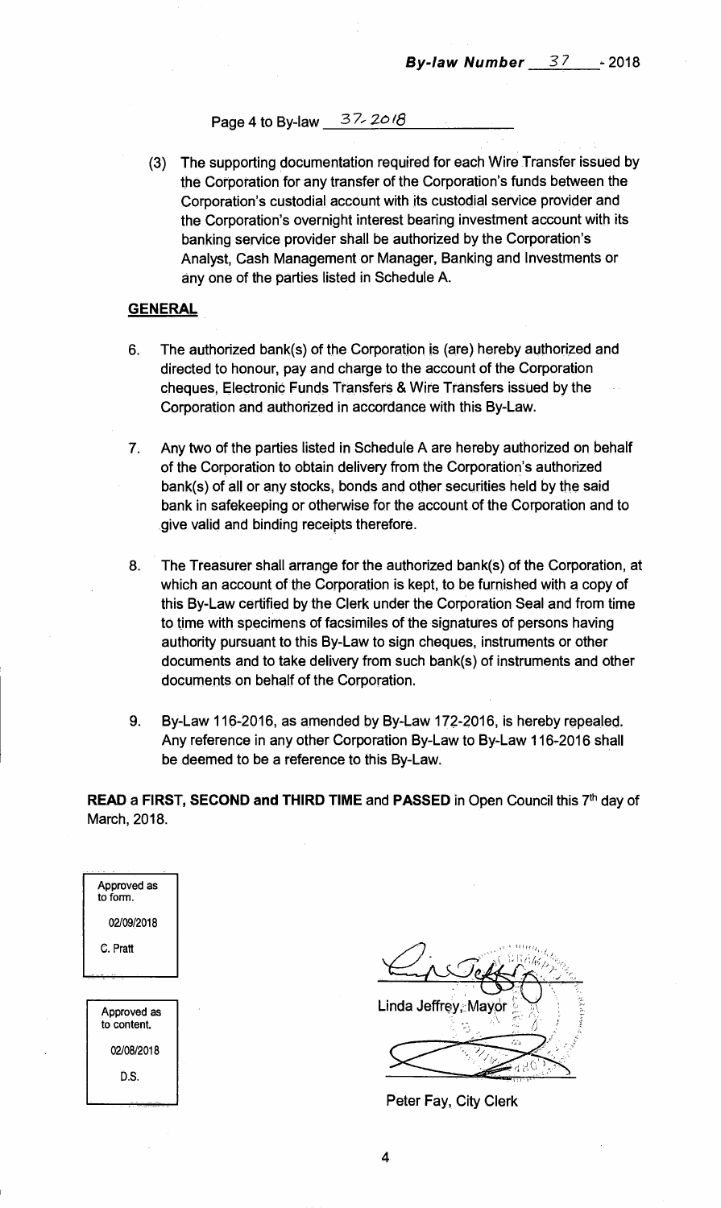Page 4 to By-law 37-2018

(3) The supporting documentation required for each Wire Transfer issued by the Corporation for any transfer of the Corporation's funds between the Corporation's custodial account with its custodial service provider and the Corporation's overnight interest bearing investment account with its banking service provider shall be authorized by the Corporation's Analyst, Cash Management or Manager, Banking and Investments or any one of the parties listed in Schedule A.

**GENERAL**

6. The authorized bank(s) of the Corporation is (are) hereby authorized and directed to honour, pay and charge to the account of the Corporation cheques, Electronic Funds Transfers & Wire Transfers issued by the Corporation and authorized in accordance with this By-Law.

7. Any two of the parties listed in Schedule A are hereby authorized on behalf of the Corporation to obtain delivery from the Corporation's authorized bank(s) of all or any stocks, bonds and other securities held by the said bank in safekeeping or otherwise for the account of the Corporation and to give valid and binding receipts therefore.

8. The Treasurer shall arrange for the authorized bank(s) of the Corporation, at which an account of the Corporation is kept, to be furnished with a copy of this By-Law certified by the Clerk under the Corporation Seal and from time to time with specimens of facsimiles of the signatures of persons having authority pursuant to this By-Law to sign cheques, instruments or other documents and to take delivery from such bank(s) of instruments and other documents on behalf of the Corporation.

9. By-Law 116-2016, as amended by By-Law 172-2016, is hereby repealed. Any reference in any other Corporation By-Law to By-Law 116-2016 shall be deemed to be a reference to this By-Law.

**READ** a **FIRST, SECOND and THIRD TIME** and **PASSED** in Open Council this 7th day of March, 2018.

Approved as to form.
02/09/2018
C. Pratt

Approved as to content.
02/08/2018
D.S.

Linda Jeffrey, Mayor

Peter Fay, City Clerk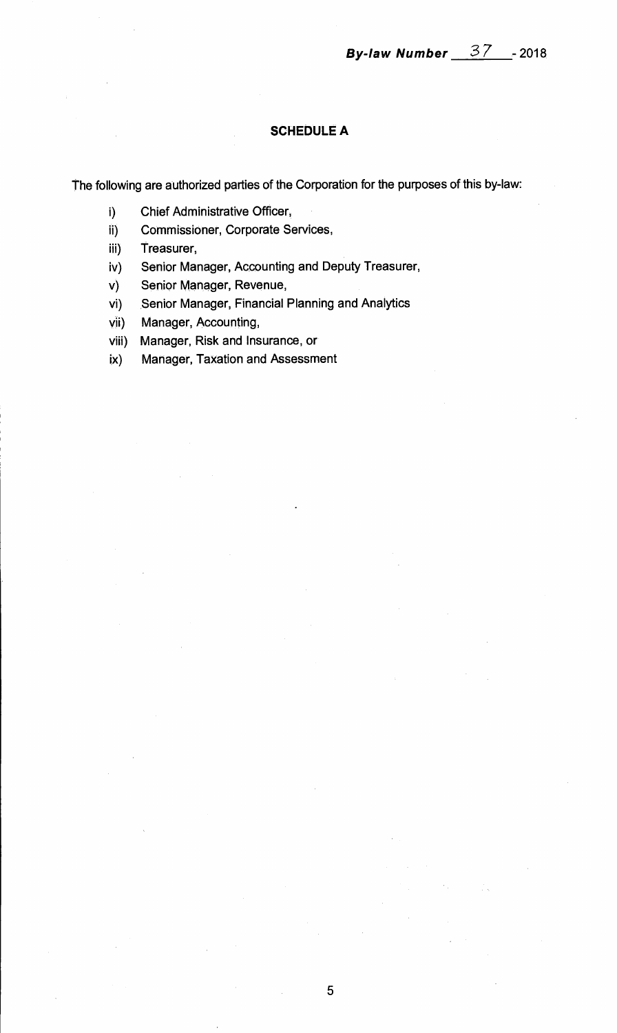**By-law Number 37 - 2018**

## SCHEDULE A

The following are authorized parties of the Corporation for the purposes of this by-law:

i) Chief Administrative Officer,
ii) Commissioner, Corporate Services,
iii) Treasurer,
iv) Senior Manager, Accounting and Deputy Treasurer,
v) Senior Manager, Revenue,
vi) Senior Manager, Financial Planning and Analytics
vii) Manager, Accounting,
viii) Manager, Risk and Insurance, or
ix) Manager, Taxation and Assessment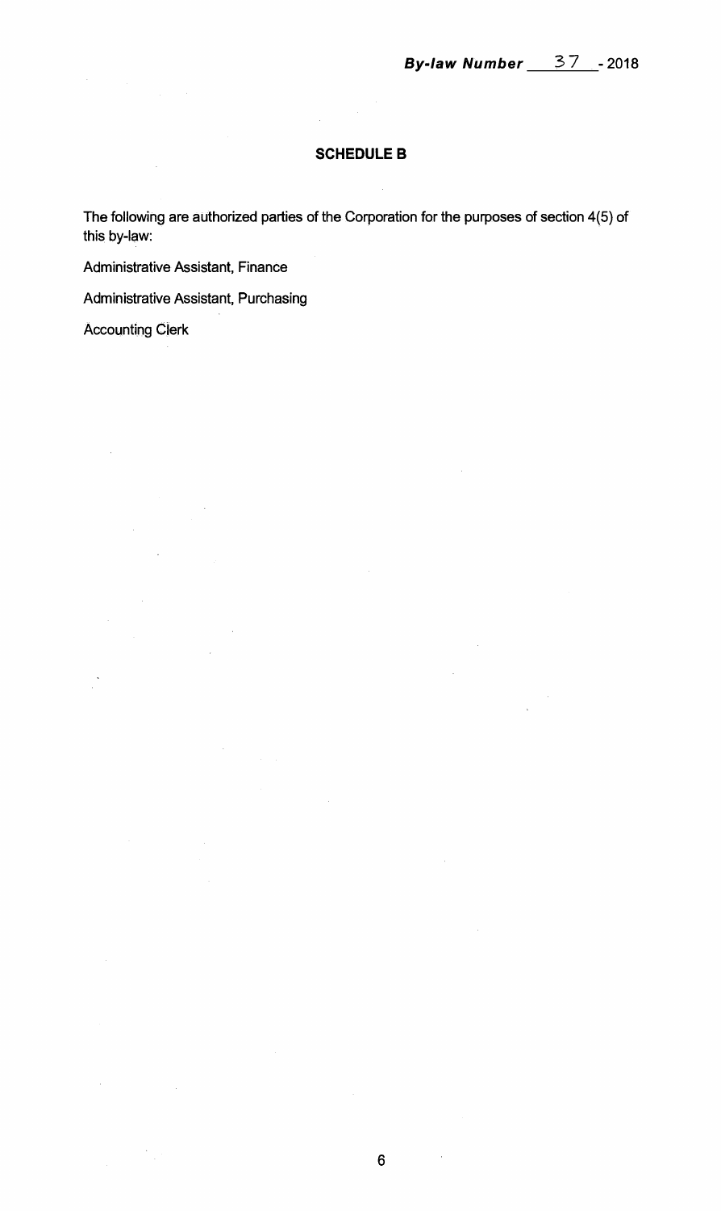# SCHEDULE B

The following are authorized parties of the Corporation for the purposes of section 4(5) of this by-law:

Administrative Assistant, Finance

Administrative Assistant, Purchasing

Accounting Clerk